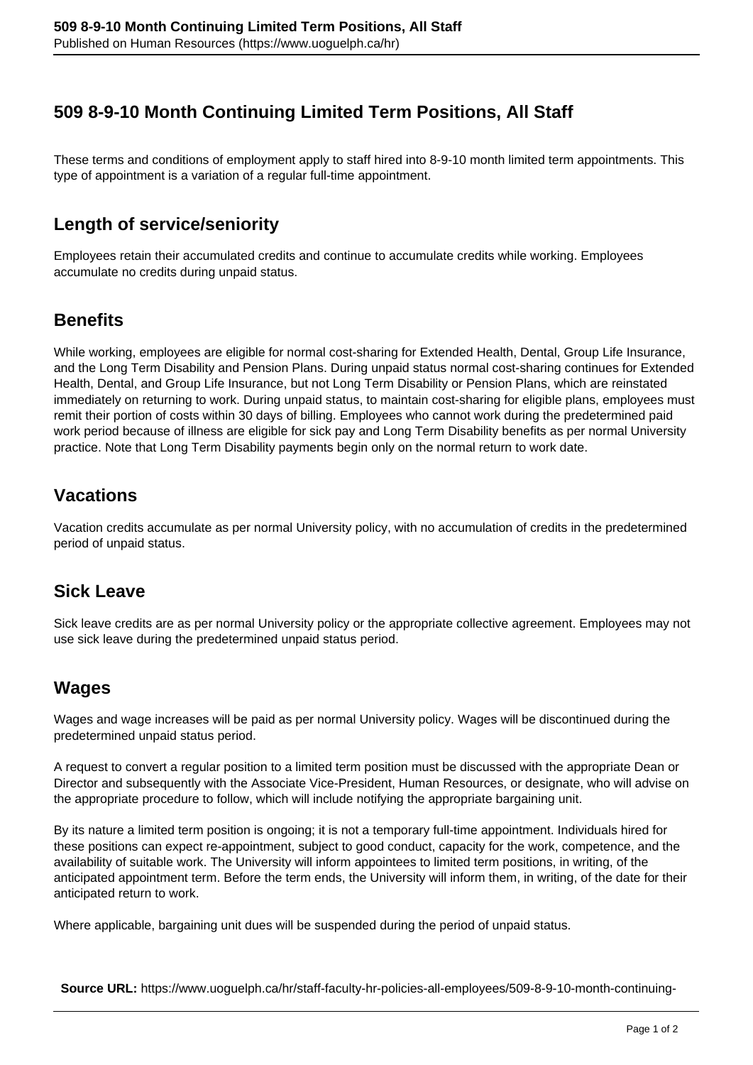# 509 8-9-10 Month Continuing Limited Term Positions, All Staff

These terms and conditions of employment apply to staff hired into 8-9-10 month limited term appointments. This type of appointment is a variation of a regular full-time appointment.

## Length of service/seniority

Employees retain their accumulated credits and continue to accumulate credits while working. Employees accumulate no credits during unpaid status.

## Benefits

While working, employees are eligible for normal cost-sharing for Extended Health, Dental, Group Life Insurance, and the Long Term Disability and Pension Plans. During unpaid status normal cost-sharing continues for Extended Health, Dental, and Group Life Insurance, but not Long Term Disability or Pension Plans, which are reinstated immediately on returning to work. During unpaid status, to maintain cost-sharing for eligible plans, employees must remit their portion of costs within 30 days of billing. Employees who cannot work during the predetermined paid work period because of illness are eligible for sick pay and Long Term Disability benefits as per normal University practice. Note that Long Term Disability payments begin only on the normal return to work date.

## Vacations

Vacation credits accumulate as per normal University policy, with no accumulation of credits in the predetermined period of unpaid status.

## Sick Leave

Sick leave credits are as per normal University policy or the appropriate collective agreement. Employees may not use sick leave during the predetermined unpaid status period.

## Wages

Wages and wage increases will be paid as per normal University policy. Wages will be discontinued during the predetermined unpaid status period.

A request to convert a regular position to a limited term position must be discussed with the appropriate Dean or Director and subsequently with the Associate Vice-President, Human Resources, or designate, who will advise on the appropriate procedure to follow, which will include notifying the appropriate bargaining unit.

By its nature a limited term position is ongoing; it is not a temporary full-time appointment. Individuals hired for these positions can expect re-appointment, subject to good conduct, capacity for the work, competence, and the availability of suitable work. The University will inform appointees to limited term positions, in writing, of the anticipated appointment term. Before the term ends, the University will inform them, in writing, of the date for their anticipated return to work.

Where applicable, bargaining unit dues will be suspended during the period of unpaid status.

**Source URL:** https://www.uoguelph.ca/hr/staff-faculty-hr-policies-all-employees/509-8-9-10-month-continuing-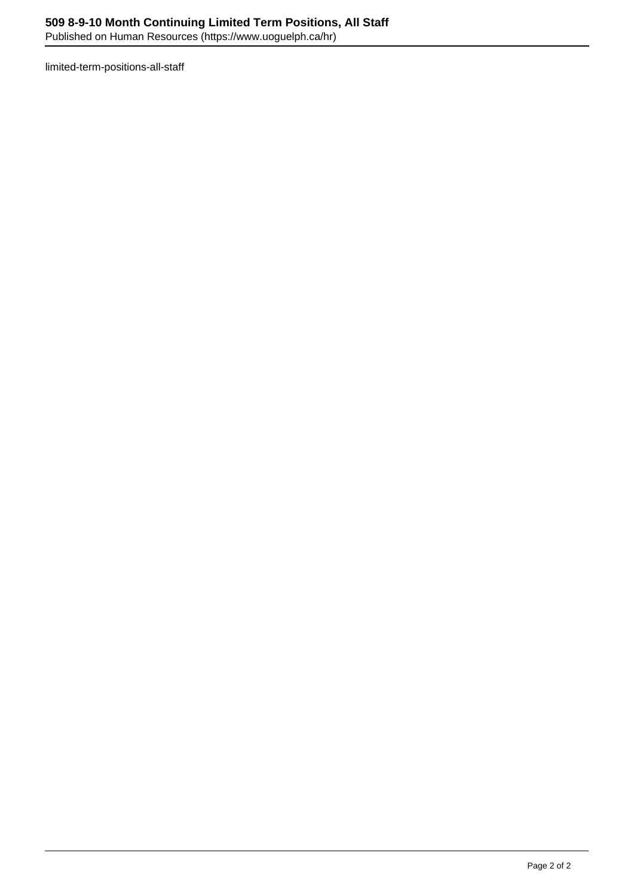limited-term-positions-all-staff